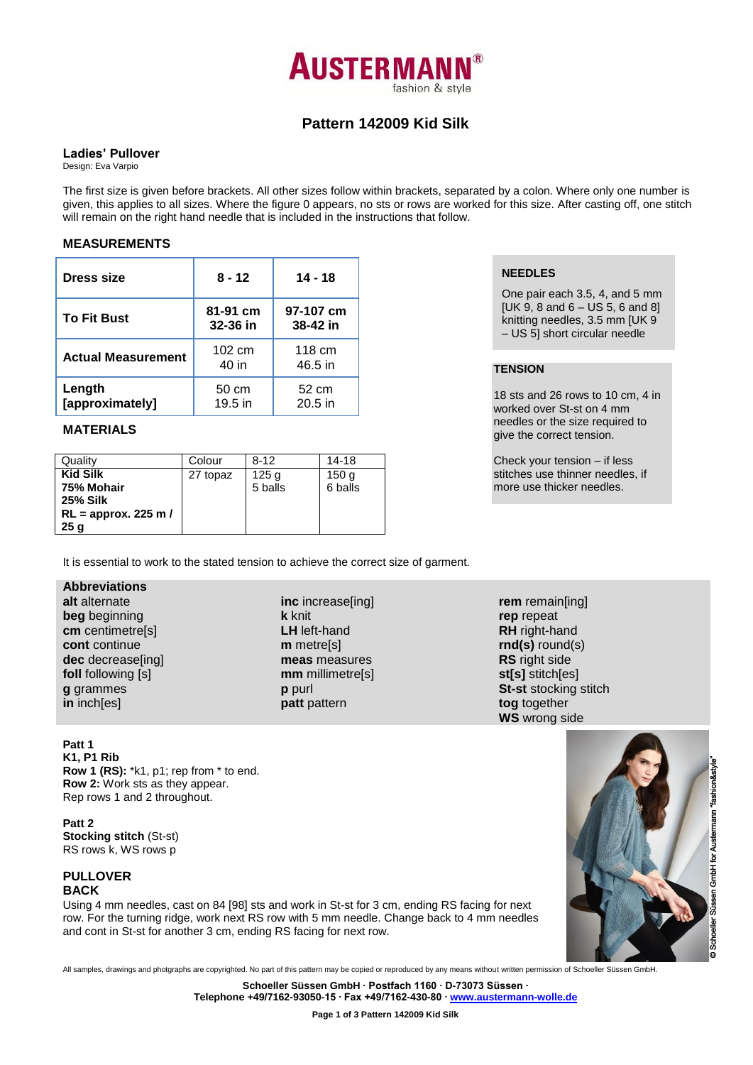# Pattern 142009 Kid Silk

## Ladies' Pullover

Design: Eva Varpio

The first size is given before brackets. All other sizes follow within brackets, separated by a colon. Where only one number is given, this applies to all sizes. Where the figure 0 appears, no sts or rows are worked for this size. After casting off, one stitch will remain on the right hand needle that is included in the instructions that follow.

### MEASUREMENTS

| Dress size | 8 - 12 | 14 - 18 |
|---|---|---|
| To Fit Bust | 81-91 cm 32-36 in | 97-107 cm 38-42 in |
| Actual Measurement | 102 cm 40 in | 118 cm 46.5 in |
| Length [approximately] | 50 cm 19.5 in | 52 cm 20.5 in |

### MATERIALS

| Quality | Colour | 8-12 | 14-18 |
|---|---|---|---|
| **Kid Silk 75% Mohair 25% Silk RL = approx. 225 m / 25 g** | 27 topaz | 125 g 5 balls | 150 g 6 balls |

### NEEDLES

One pair each 3.5, 4, and 5 mm [UK 9, 8 and 6 – US 5, 6 and 8] knitting needles, 3.5 mm [UK 9 – US 5] short circular needle

### TENSION

18 sts and 26 rows to 10 cm, 4 in worked over St-st on 4 mm needles or the size required to give the correct tension.

Check your tension – if less stitches use thinner needles, if more use thicker needles.

It is essential to work to the stated tension to achieve the correct size of garment.

### Abbreviations

**alt** alternate
**beg** beginning
**cm** centimetre[s]
**cont** continue
**dec** decrease[ing]
**foll** following [s]
**g** grammes
**in** inch[es]
**inc** increase[ing]
**k** knit
**LH** left-hand
**m** metre[s]
**meas** measures
**mm** millimetre[s]
**p** purl
**patt** pattern
**rem** remain[ing]
**rep** repeat
**RH** right-hand
**rnd(s)** round(s)
**RS** right side
**st[s]** stitch[es]
**St-st** stocking stitch
**tog** together
**WS** wrong side

**Patt 1**
**K1, P1 Rib**
**Row 1 (RS):** *k1, p1; rep from * to end.
**Row 2:** Work sts as they appear.
Rep rows 1 and 2 throughout.

**Patt 2**
**Stocking stitch** (St-st)
RS rows k, WS rows p

## PULLOVER

### BACK

Using 4 mm needles, cast on 84 [98] sts and work in St-st for 3 cm, ending RS facing for next row. For the turning ridge, work next RS row with 5 mm needle. Change back to 4 mm needles and cont in St-st for another 3 cm, ending RS facing for next row.

All samples, drawings and photgraphs are copyrighted. No part of this pattern may be copied or reproduced by any means without written permission of Schoeller Süssen GmbH.

Schoeller Süssen GmbH · Postfach 1160 · D-73073 Süssen · Telephone +49/7162-93050-15 · Fax +49/7162-430-80 · www.austermann-wolle.de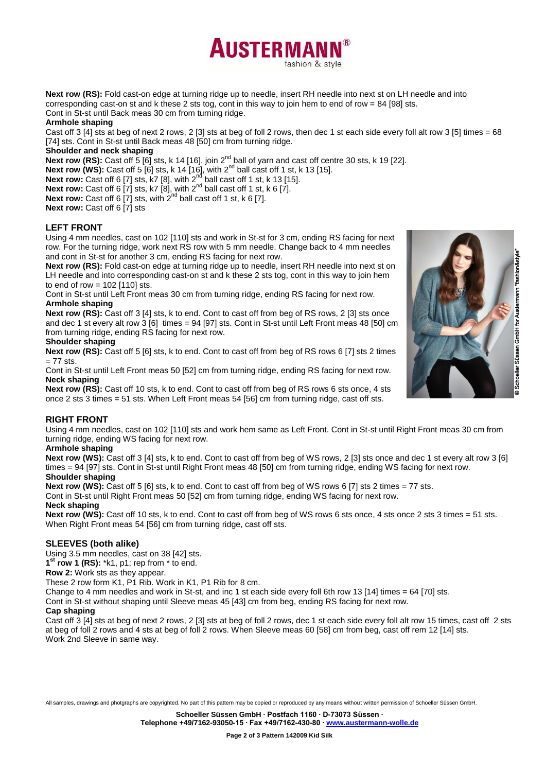**Next row (RS):** Fold cast-on edge at turning ridge up to needle, insert RH needle into next st on LH needle and into corresponding cast-on st and k these 2 sts tog, cont in this way to join hem to end of row = 84 [98] sts.
Cont in St-st until Back meas 30 cm from turning ridge.

**Armhole shaping**

Cast off 3 [4] sts at beg of next 2 rows, 2 [3] sts at beg of foll 2 rows, then dec 1 st each side every foll alt row 3 [5] times = 68 [74] sts. Cont in St-st until Back meas 48 [50] cm from turning ridge.

**Shoulder and neck shaping**

**Next row (RS):** Cast off 5 [6] sts, k 14 [16], join 2nd ball of yarn and cast off centre 30 sts, k 19 [22].
**Next row (WS):** Cast off 5 [6] sts, k 14 [16], with 2nd ball cast off 1 st, k 13 [15].
**Next row:** Cast off 6 [7] sts, k7 [8], with 2nd ball cast off 1 st, k 13 [15].
**Next row:** Cast off 6 [7] sts, k7 [8], with 2nd ball cast off 1 st, k 6 [7].
**Next row:** Cast off 6 [7] sts, with 2nd ball cast off 1 st, k 6 [7].
**Next row:** Cast off 6 [7] sts

## LEFT FRONT

Using 4 mm needles, cast on 102 [110] sts and work in St-st for 3 cm, ending RS facing for next row. For the turning ridge, work next RS row with 5 mm needle. Change back to 4 mm needles and cont in St-st for another 3 cm, ending RS facing for next row.
**Next row (RS):** Fold cast-on edge at turning ridge up to needle, insert RH needle into next st on LH needle and into corresponding cast-on st and k these 2 sts tog, cont in this way to join hem to end of row = 102 [110] sts.
Cont in St-st until Left Front meas 30 cm from turning ridge, ending RS facing for next row.

**Armhole shaping**

**Next row (RS):** Cast off 3 [4] sts, k to end. Cont to cast off from beg of RS rows, 2 [3] sts once and dec 1 st every alt row 3 [6] times = 94 [97] sts. Cont in St-st until Left Front meas 48 [50] cm from turning ridge, ending RS facing for next row.

**Shoulder shaping**

**Next row (RS):** Cast off 5 [6] sts, k to end. Cont to cast off from beg of RS rows 6 [7] sts 2 times = 77 sts.
Cont in St-st until Left Front meas 50 [52] cm from turning ridge, ending RS facing for next row.

**Neck shaping**

**Next row (RS):** Cast off 10 sts, k to end. Cont to cast off from beg of RS rows 6 sts once, 4 sts once 2 sts 3 times = 51 sts. When Left Front meas 54 [56] cm from turning ridge, cast off sts.

## RIGHT FRONT

Using 4 mm needles, cast on 102 [110] sts and work hem same as Left Front. Cont in St-st until Right Front meas 30 cm from turning ridge, ending WS facing for next row.

**Armhole shaping**

**Next row (WS):** Cast off 3 [4] sts, k to end. Cont to cast off from beg of WS rows, 2 [3] sts once and dec 1 st every alt row 3 [6] times = 94 [97] sts. Cont in St-st until Right Front meas 48 [50] cm from turning ridge, ending WS facing for next row.

**Shoulder shaping**

**Next row (WS):** Cast off 5 [6] sts, k to end. Cont to cast off from beg of WS rows 6 [7] sts 2 times = 77 sts.
Cont in St-st until Right Front meas 50 [52] cm from turning ridge, ending WS facing for next row.

**Neck shaping**

**Next row (WS):** Cast off 10 sts, k to end. Cont to cast off from beg of WS rows 6 sts once, 4 sts once 2 sts 3 times = 51 sts. When Right Front meas 54 [56] cm from turning ridge, cast off sts.

## SLEEVES (both alike)

Using 3.5 mm needles, cast on 38 [42] sts.
**1st row 1 (RS):** *k1, p1; rep from * to end.
**Row 2:** Work sts as they appear.
These 2 row form K1, P1 Rib. Work in K1, P1 Rib for 8 cm.
Change to 4 mm needles and work in St-st, and inc 1 st each side every foll 6th row 13 [14] times = 64 [70] sts.
Cont in St-st without shaping until Sleeve meas 45 [43] cm from beg, ending RS facing for next row.

**Cap shaping**

Cast off 3 [4] sts at beg of next 2 rows, 2 [3] sts at beg of foll 2 rows, dec 1 st each side every foll alt row 15 times, cast off 2 sts at beg of foll 2 rows and 4 sts at beg of foll 2 rows. When Sleeve meas 60 [58] cm from beg, cast off rem 12 [14] sts.
Work 2nd Sleeve in same way.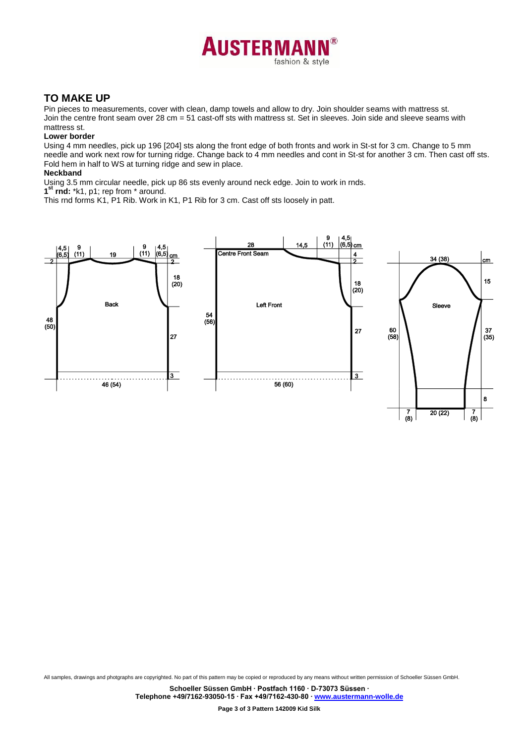## TO MAKE UP

Pin pieces to measurements, cover with clean, damp towels and allow to dry. Join shoulder seams with mattress st. Join the centre front seam over 28 cm = 51 cast-off sts with mattress st. Set in sleeves. Join side and sleeve seams with mattress st.

**Lower border**

Using 4 mm needles, pick up 196 [204] sts along the front edge of both fronts and work in St-st for 3 cm. Change to 5 mm needle and work next row for turning ridge. Change back to 4 mm needles and cont in St-st for another 3 cm. Then cast off sts. Fold hem in half to WS at turning ridge and sew in place.

**Neckband**

Using 3.5 mm circular needle, pick up 86 sts evenly around neck edge. Join to work in rnds.

**1st rnd:** *k1, p1; rep from * around.

This rnd forms K1, P1 Rib. Work in K1, P1 Rib for 3 cm. Cast off sts loosely in patt.

Back
4,5 (6,5) 9 (11) 19 9 (11) 4,5 (6,5) cm
2 2
18 (20)
48 (50)
27
3
46 (54)

Left Front
28 14,5 9 (11) 4,5 (6,5) cm
Centre Front Seam
4
2
18 (20)
54 (56)
27
3
56 (60)

Sleeve
34 (38) cm
15
60 (58)
37 (35)
8
7 (8) 20 (22) 7 (8)

All samples, drawings and photgraphs are copyrighted. No part of this pattern may be copied or reproduced by any means without written permission of Schoeller Süssen GmbH.

**Schoeller Süssen GmbH · Postfach 1160 · D-73073 Süssen ·**
**Telephone +49/7162-93050-15 · Fax +49/7162-430-80 · www.austermann-wolle.de**